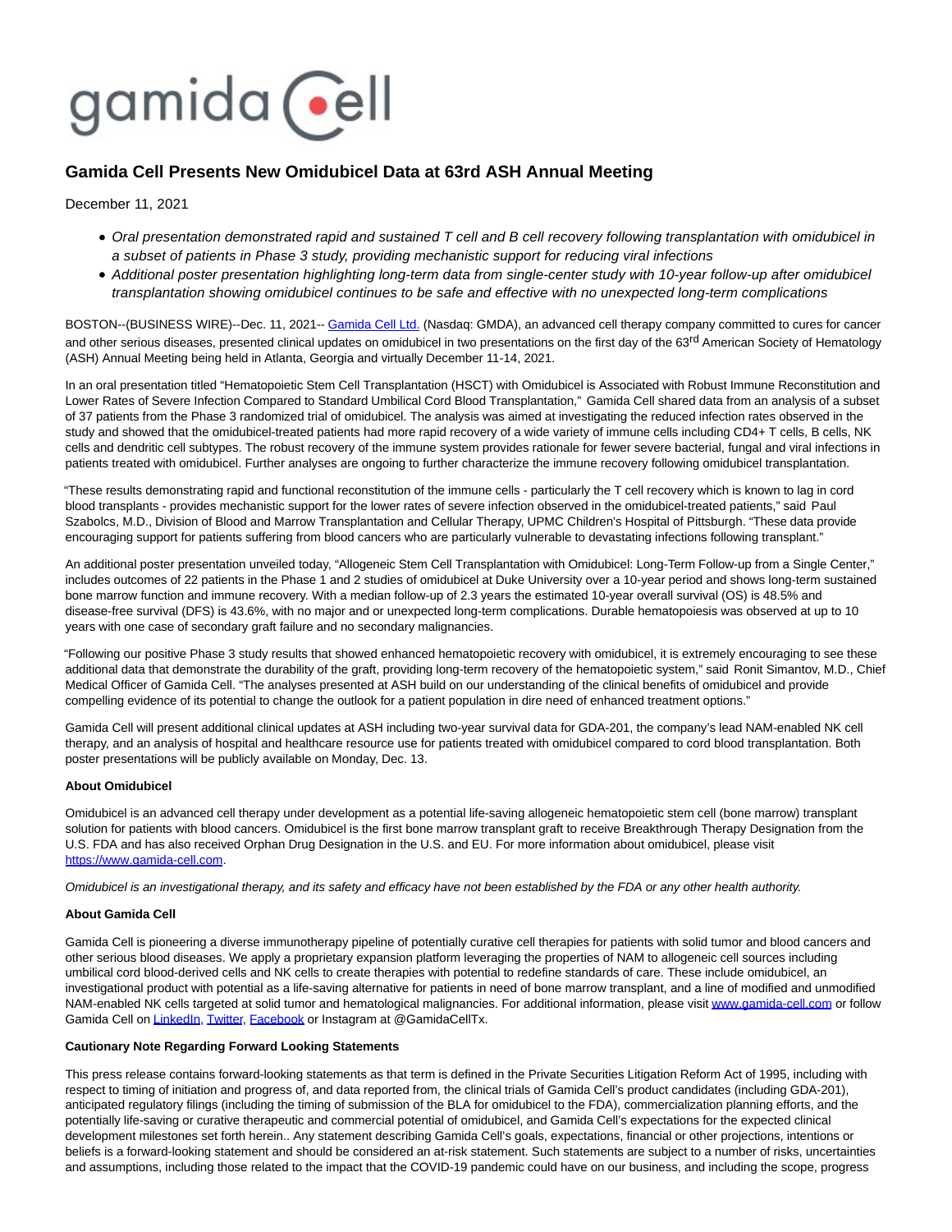gamida cell

# Gamida Cell Presents New Omidubicel Data at 63rd ASH Annual Meeting

December 11, 2021

- *Oral presentation demonstrated rapid and sustained T cell and B cell recovery following transplantation with omidubicel in a subset of patients in Phase 3 study, providing mechanistic support for reducing viral infections*
- *Additional poster presentation highlighting long-term data from single-center study with 10-year follow-up after omidubicel transplantation showing omidubicel continues to be safe and effective with no unexpected long-term complications*

BOSTON--(BUSINESS WIRE)--Dec. 11, 2021-- Gamida Cell Ltd. (Nasdaq: GMDA), an advanced cell therapy company committed to cures for cancer and other serious diseases, presented clinical updates on omidubicel in two presentations on the first day of the 63rd American Society of Hematology (ASH) Annual Meeting being held in Atlanta, Georgia and virtually December 11-14, 2021.

In an oral presentation titled "Hematopoietic Stem Cell Transplantation (HSCT) with Omidubicel is Associated with Robust Immune Reconstitution and Lower Rates of Severe Infection Compared to Standard Umbilical Cord Blood Transplantation," Gamida Cell shared data from an analysis of a subset of 37 patients from the Phase 3 randomized trial of omidubicel. The analysis was aimed at investigating the reduced infection rates observed in the study and showed that the omidubicel-treated patients had more rapid recovery of a wide variety of immune cells including CD4+ T cells, B cells, NK cells and dendritic cell subtypes. The robust recovery of the immune system provides rationale for fewer severe bacterial, fungal and viral infections in patients treated with omidubicel. Further analyses are ongoing to further characterize the immune recovery following omidubicel transplantation.

"These results demonstrating rapid and functional reconstitution of the immune cells - particularly the T cell recovery which is known to lag in cord blood transplants - provides mechanistic support for the lower rates of severe infection observed in the omidubicel-treated patients," said Paul Szabolcs, M.D., Division of Blood and Marrow Transplantation and Cellular Therapy, UPMC Children's Hospital of Pittsburgh. "These data provide encouraging support for patients suffering from blood cancers who are particularly vulnerable to devastating infections following transplant."

An additional poster presentation unveiled today, "Allogeneic Stem Cell Transplantation with Omidubicel: Long-Term Follow-up from a Single Center," includes outcomes of 22 patients in the Phase 1 and 2 studies of omidubicel at Duke University over a 10-year period and shows long-term sustained bone marrow function and immune recovery. With a median follow-up of 2.3 years the estimated 10-year overall survival (OS) is 48.5% and disease-free survival (DFS) is 43.6%, with no major and or unexpected long-term complications. Durable hematopoiesis was observed at up to 10 years with one case of secondary graft failure and no secondary malignancies.

"Following our positive Phase 3 study results that showed enhanced hematopoietic recovery with omidubicel, it is extremely encouraging to see these additional data that demonstrate the durability of the graft, providing long-term recovery of the hematopoietic system," said Ronit Simantov, M.D., Chief Medical Officer of Gamida Cell. "The analyses presented at ASH build on our understanding of the clinical benefits of omidubicel and provide compelling evidence of its potential to change the outlook for a patient population in dire need of enhanced treatment options."

Gamida Cell will present additional clinical updates at ASH including two-year survival data for GDA-201, the company's lead NAM-enabled NK cell therapy, and an analysis of hospital and healthcare resource use for patients treated with omidubicel compared to cord blood transplantation. Both poster presentations will be publicly available on Monday, Dec. 13.

**About Omidubicel**

Omidubicel is an advanced cell therapy under development as a potential life-saving allogeneic hematopoietic stem cell (bone marrow) transplant solution for patients with blood cancers. Omidubicel is the first bone marrow transplant graft to receive Breakthrough Therapy Designation from the U.S. FDA and has also received Orphan Drug Designation in the U.S. and EU. For more information about omidubicel, please visit https://www.gamida-cell.com.

*Omidubicel is an investigational therapy, and its safety and efficacy have not been established by the FDA or any other health authority.*

**About Gamida Cell**

Gamida Cell is pioneering a diverse immunotherapy pipeline of potentially curative cell therapies for patients with solid tumor and blood cancers and other serious blood diseases. We apply a proprietary expansion platform leveraging the properties of NAM to allogeneic cell sources including umbilical cord blood-derived cells and NK cells to create therapies with potential to redefine standards of care. These include omidubicel, an investigational product with potential as a life-saving alternative for patients in need of bone marrow transplant, and a line of modified and unmodified NAM-enabled NK cells targeted at solid tumor and hematological malignancies. For additional information, please visit www.gamida-cell.com or follow Gamida Cell on LinkedIn, Twitter, Facebook or Instagram at @GamidaCellTx.

**Cautionary Note Regarding Forward Looking Statements**

This press release contains forward-looking statements as that term is defined in the Private Securities Litigation Reform Act of 1995, including with respect to timing of initiation and progress of, and data reported from, the clinical trials of Gamida Cell's product candidates (including GDA-201), anticipated regulatory filings (including the timing of submission of the BLA for omidubicel to the FDA), commercialization planning efforts, and the potentially life-saving or curative therapeutic and commercial potential of omidubicel, and Gamida Cell's expectations for the expected clinical development milestones set forth herein.. Any statement describing Gamida Cell's goals, expectations, financial or other projections, intentions or beliefs is a forward-looking statement and should be considered an at-risk statement. Such statements are subject to a number of risks, uncertainties and assumptions, including those related to the impact that the COVID-19 pandemic could have on our business, and including the scope, progress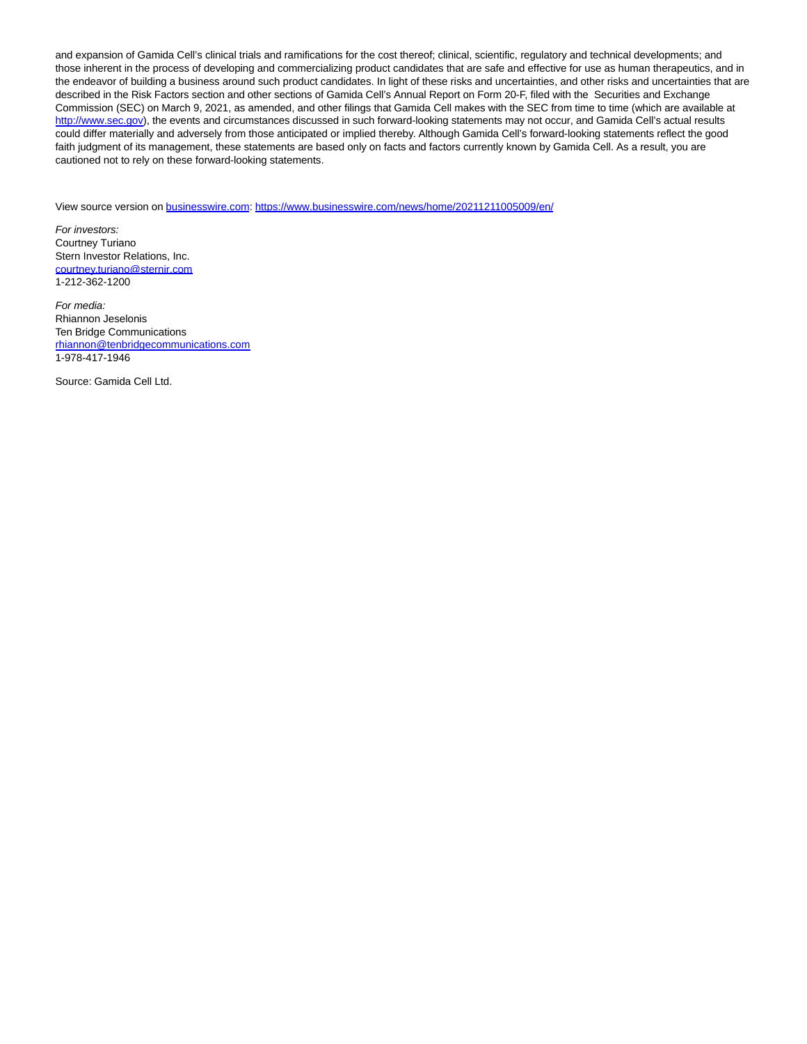and expansion of Gamida Cell's clinical trials and ramifications for the cost thereof; clinical, scientific, regulatory and technical developments; and those inherent in the process of developing and commercializing product candidates that are safe and effective for use as human therapeutics, and in the endeavor of building a business around such product candidates. In light of these risks and uncertainties, and other risks and uncertainties that are described in the Risk Factors section and other sections of Gamida Cell's Annual Report on Form 20-F, filed with the Securities and Exchange Commission (SEC) on March 9, 2021, as amended, and other filings that Gamida Cell makes with the SEC from time to time (which are available at [http://www.sec.gov](http://www.sec.gov)), the events and circumstances discussed in such forward-looking statements may not occur, and Gamida Cell's actual results could differ materially and adversely from those anticipated or implied thereby. Although Gamida Cell's forward-looking statements reflect the good faith judgment of its management, these statements are based only on facts and factors currently known by Gamida Cell. As a result, you are cautioned not to rely on these forward-looking statements.

View source version on [businesswire.com](https://www.businesswire.com): [https://www.businesswire.com/news/home/20211211005009/en/](https://www.businesswire.com/news/home/20211211005009/en/)

*For investors:*
Courtney Turiano
Stern Investor Relations, Inc.
[courtney.turiano@sternir.com](mailto:courtney.turiano@sternir.com)
1-212-362-1200

*For media:*
Rhiannon Jeselonis
Ten Bridge Communications
[rhiannon@tenbridgecommunications.com](mailto:rhiannon@tenbridgecommunications.com)
1-978-417-1946

Source: Gamida Cell Ltd.